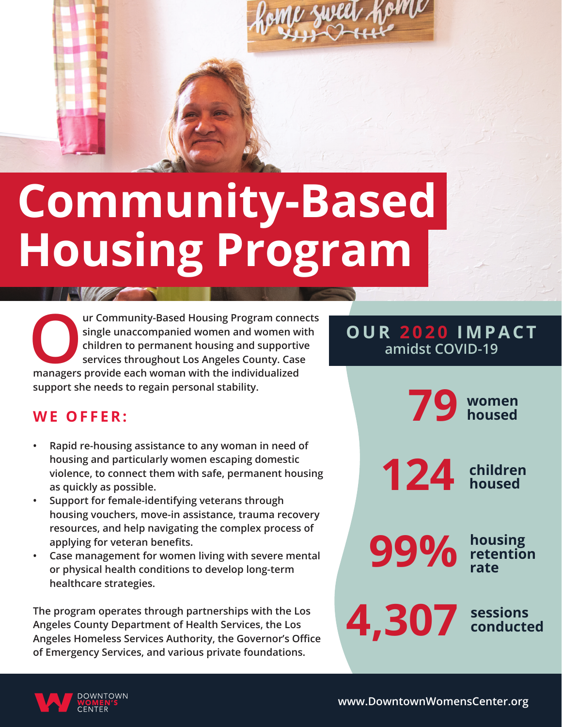# Community-Based Housing Program

Our Community-Based Housing Program connects single unaccompanied women and women with children to permanent housing and supportive services throughout Los Angeles County. Case managers provide each woman with the individualized support she needs to regain personal stability.

## WE OFFER:

- Rapid re-housing assistance to any woman in need of housing and particularly women escaping domestic violence, to connect them with safe, permanent housing as quickly as possible.
- Support for female-identifying veterans through housing vouchers, move-in assistance, trauma recovery resources, and help navigating the complex process of applying for veteran benefits.
- Case management for women living with severe mental or physical health conditions to develop long-term healthcare strategies.

The program operates through partnerships with the Los Angeles County Department of Health Services, the Los Angeles Homeless Services Authority, the Governor's Office of Emergency Services, and various private foundations.

## OUR 2020 IMPACT amidst COVID-19

**79** women housed

**124** children housed

**99%** housing retention rate

**4,307** sessions conducted

DOWNTOWN WOMEN'S CENTER

www.DowntownWomensCenter.org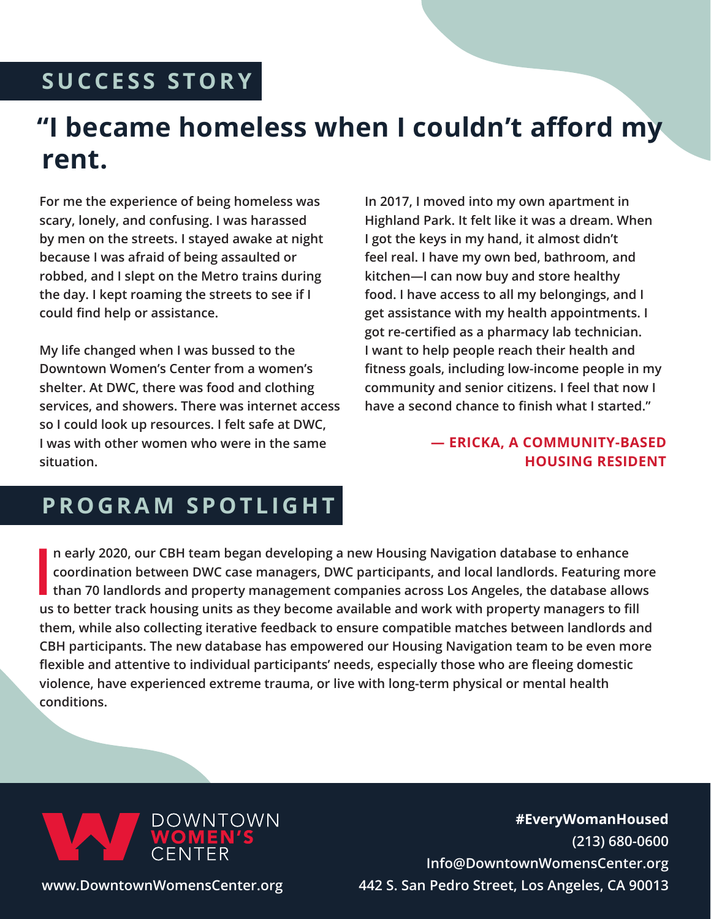## SUCCESS STORY

# "I became homeless when I couldn't afford my rent.

For me the experience of being homeless was scary, lonely, and confusing. I was harassed by men on the streets. I stayed awake at night because I was afraid of being assaulted or robbed, and I slept on the Metro trains during the day. I kept roaming the streets to see if I could find help or assistance.

My life changed when I was bussed to the Downtown Women's Center from a women's shelter. At DWC, there was food and clothing services, and showers. There was internet access so I could look up resources. I felt safe at DWC, I was with other women who were in the same situation.

In 2017, I moved into my own apartment in Highland Park. It felt like it was a dream. When I got the keys in my hand, it almost didn't feel real. I have my own bed, bathroom, and kitchen—I can now buy and store healthy food. I have access to all my belongings, and I get assistance with my health appointments. I got re-certified as a pharmacy lab technician. I want to help people reach their health and fitness goals, including low-income people in my community and senior citizens. I feel that now I have a second chance to finish what I started."

**— ERICKA, A COMMUNITY-BASED HOUSING RESIDENT**

## PROGRAM SPOTLIGHT

In early 2020, our CBH team began developing a new Housing Navigation database to enhance coordination between DWC case managers, DWC participants, and local landlords. Featuring more than 70 landlords and property management companies across Los Angeles, the database allows us to better track housing units as they become available and work with property managers to fill them, while also collecting iterative feedback to ensure compatible matches between landlords and CBH participants. The new database has empowered our Housing Navigation team to be even more flexible and attentive to individual participants' needs, especially those who are fleeing domestic violence, have experienced extreme trauma, or live with long-term physical or mental health conditions.

DOWNTOWN WOMEN'S CENTER

www.DowntownWomensCenter.org

**#EveryWomanHoused**
(213) 680-0600
Info@DowntownWomensCenter.org
442 S. San Pedro Street, Los Angeles, CA 90013